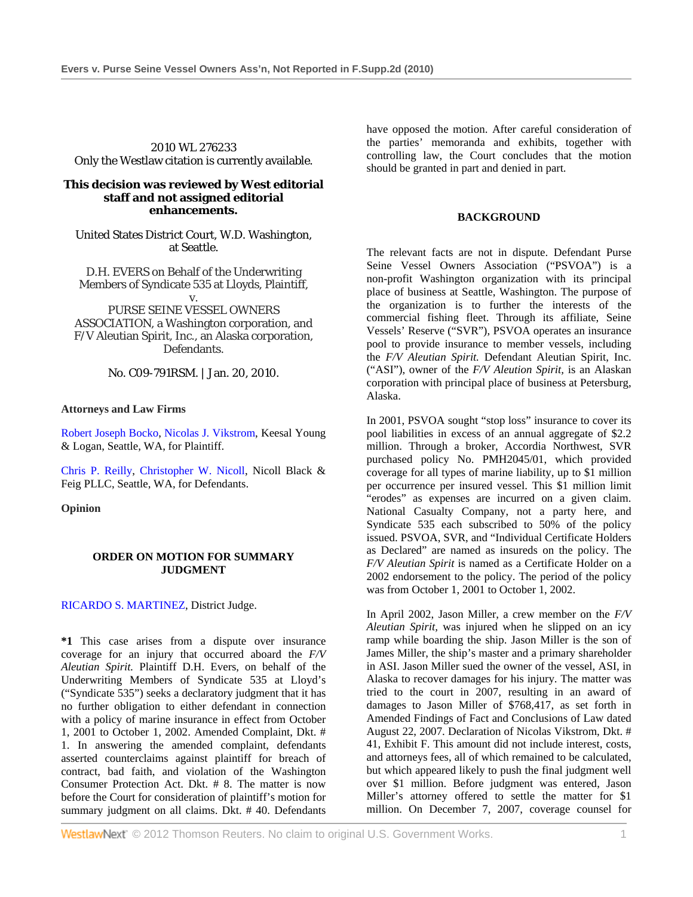2010 WL 276233
Only the Westlaw citation is currently available.

**This decision was reviewed by West editorial staff and not assigned editorial enhancements.**

United States District Court, W.D. Washington, at Seattle.

D.H. EVERS on Behalf of the Underwriting Members of Syndicate 535 at Lloyds, Plaintiff,
v.
PURSE SEINE VESSEL OWNERS ASSOCIATION, a Washington corporation, and F/V Aleutian Spirit, Inc., an Alaska corporation, Defendants.

No. C09-791RSM. | Jan. 20, 2010.

**Attorneys and Law Firms**

Robert Joseph Bocko, Nicolas J. Vikstrom, Keesal Young & Logan, Seattle, WA, for Plaintiff.

Chris P. Reilly, Christopher W. Nicoll, Nicoll Black & Feig PLLC, Seattle, WA, for Defendants.

**Opinion**

**ORDER ON MOTION FOR SUMMARY JUDGMENT**

RICARDO S. MARTINEZ, District Judge.

**\*1** This case arises from a dispute over insurance coverage for an injury that occurred aboard the *F/V Aleutian Spirit.* Plaintiff D.H. Evers, on behalf of the Underwriting Members of Syndicate 535 at Lloyd's ("Syndicate 535") seeks a declaratory judgment that it has no further obligation to either defendant in connection with a policy of marine insurance in effect from October 1, 2001 to October 1, 2002. Amended Complaint, Dkt. # 1. In answering the amended complaint, defendants asserted counterclaims against plaintiff for breach of contract, bad faith, and violation of the Washington Consumer Protection Act. Dkt. # 8. The matter is now before the Court for consideration of plaintiff's motion for summary judgment on all claims. Dkt. # 40. Defendants have opposed the motion. After careful consideration of the parties' memoranda and exhibits, together with controlling law, the Court concludes that the motion should be granted in part and denied in part.

**BACKGROUND**

The relevant facts are not in dispute. Defendant Purse Seine Vessel Owners Association ("PSVOA") is a non-profit Washington organization with its principal place of business at Seattle, Washington. The purpose of the organization is to further the interests of the commercial fishing fleet. Through its affiliate, Seine Vessels' Reserve ("SVR"), PSVOA operates an insurance pool to provide insurance to member vessels, including the *F/V Aleutian Spirit.* Defendant Aleutian Spirit, Inc. ("ASI"), owner of the *F/V Aleution Spirit,* is an Alaskan corporation with principal place of business at Petersburg, Alaska.

In 2001, PSVOA sought "stop loss" insurance to cover its pool liabilities in excess of an annual aggregate of $2.2 million. Through a broker, Accordia Northwest, SVR purchased policy No. PMH2045/01, which provided coverage for all types of marine liability, up to $1 million per occurrence per insured vessel. This $1 million limit "erodes" as expenses are incurred on a given claim. National Casualty Company, not a party here, and Syndicate 535 each subscribed to 50% of the policy issued. PSVOA, SVR, and "Individual Certificate Holders as Declared" are named as insureds on the policy. The *F/V Aleutian Spirit* is named as a Certificate Holder on a 2002 endorsement to the policy. The period of the policy was from October 1, 2001 to October 1, 2002.

In April 2002, Jason Miller, a crew member on the *F/V Aleutian Spirit,* was injured when he slipped on an icy ramp while boarding the ship. Jason Miller is the son of James Miller, the ship's master and a primary shareholder in ASI. Jason Miller sued the owner of the vessel, ASI, in Alaska to recover damages for his injury. The matter was tried to the court in 2007, resulting in an award of damages to Jason Miller of $768,417, as set forth in Amended Findings of Fact and Conclusions of Law dated August 22, 2007. Declaration of Nicolas Vikstrom, Dkt. # 41, Exhibit F. This amount did not include interest, costs, and attorneys fees, all of which remained to be calculated, but which appeared likely to push the final judgment well over $1 million. Before judgment was entered, Jason Miller's attorney offered to settle the matter for $1 million. On December 7, 2007, coverage counsel for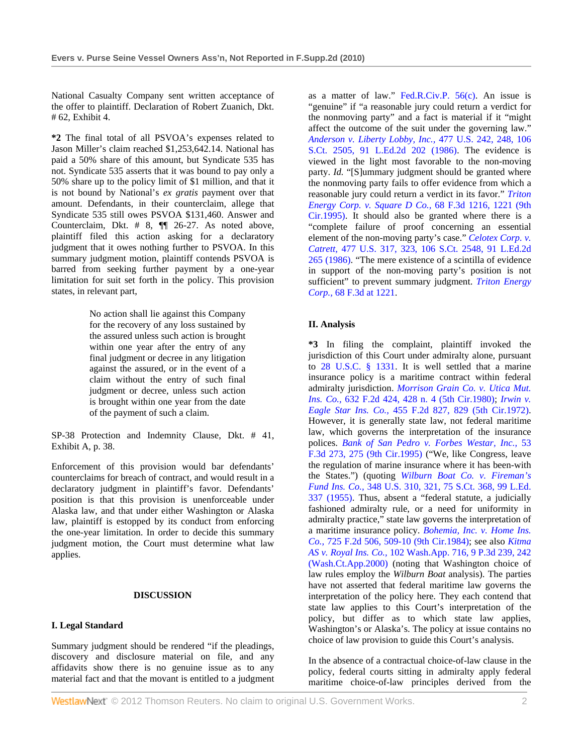National Casualty Company sent written acceptance of the offer to plaintiff. Declaration of Robert Zuanich, Dkt. # 62, Exhibit 4.

**\*2** The final total of all PSVOA's expenses related to Jason Miller's claim reached $1,253,642.14. National has paid a 50% share of this amount, but Syndicate 535 has not. Syndicate 535 asserts that it was bound to pay only a 50% share up to the policy limit of $1 million, and that it is not bound by National's *ex gratis* payment over that amount. Defendants, in their counterclaim, allege that Syndicate 535 still owes PSVOA $131,460. Answer and Counterclaim, Dkt. # 8, ¶¶ 26-27. As noted above, plaintiff filed this action asking for a declaratory judgment that it owes nothing further to PSVOA. In this summary judgment motion, plaintiff contends PSVOA is barred from seeking further payment by a one-year limitation for suit set forth in the policy. This provision states, in relevant part,

> No action shall lie against this Company for the recovery of any loss sustained by the assured unless such action is brought within one year after the entry of any final judgment or decree in any litigation against the assured, or in the event of a claim without the entry of such final judgment or decree, unless such action is brought within one year from the date of the payment of such a claim.

SP-38 Protection and Indemnity Clause, Dkt. # 41, Exhibit A, p. 38.

Enforcement of this provision would bar defendants' counterclaims for breach of contract, and would result in a declaratory judgment in plaintiff's favor. Defendants' position is that this provision is unenforceable under Alaska law, and that under either Washington or Alaska law, plaintiff is estopped by its conduct from enforcing the one-year limitation. In order to decide this summary judgment motion, the Court must determine what law applies.

## DISCUSSION

### I. Legal Standard

Summary judgment should be rendered "if the pleadings, discovery and disclosure material on file, and any affidavits show there is no genuine issue as to any material fact and that the movant is entitled to a judgment as a matter of law." Fed.R.Civ.P. 56(c). An issue is "genuine" if "a reasonable jury could return a verdict for the nonmoving party" and a fact is material if it "might affect the outcome of the suit under the governing law." *Anderson v. Liberty Lobby, Inc.,* 477 U.S. 242, 248, 106 S.Ct. 2505, 91 L.Ed.2d 202 (1986). The evidence is viewed in the light most favorable to the non-moving party. *Id.* "[S]ummary judgment should be granted where the nonmoving party fails to offer evidence from which a reasonable jury could return a verdict in its favor." *Triton Energy Corp. v. Square D Co.,* 68 F.3d 1216, 1221 (9th Cir.1995). It should also be granted where there is a "complete failure of proof concerning an essential element of the non-moving party's case." *Celotex Corp. v. Catrett,* 477 U.S. 317, 323, 106 S.Ct. 2548, 91 L.Ed.2d 265 (1986). "The mere existence of a scintilla of evidence in support of the non-moving party's position is not sufficient" to prevent summary judgment. *Triton Energy Corp.,* 68 F.3d at 1221.

### II. Analysis

**\*3** In filing the complaint, plaintiff invoked the jurisdiction of this Court under admiralty alone, pursuant to 28 U.S.C. § 1331. It is well settled that a marine insurance policy is a maritime contract within federal admiralty jurisdiction. *Morrison Grain Co. v. Utica Mut. Ins. Co.,* 632 F.2d 424, 428 n. 4 (5th Cir.1980); *Irwin v. Eagle Star Ins. Co.,* 455 F.2d 827, 829 (5th Cir.1972). However, it is generally state law, not federal maritime law, which governs the interpretation of the insurance polices. *Bank of San Pedro v. Forbes Westar, Inc.,* 53 F.3d 273, 275 (9th Cir.1995) ("We, like Congress, leave the regulation of marine insurance where it has been-with the States.") (quoting *Wilburn Boat Co. v. Fireman's Fund Ins. Co.,* 348 U.S. 310, 321, 75 S.Ct. 368, 99 L.Ed. 337 (1955). Thus, absent a "federal statute, a judicially fashioned admiralty rule, or a need for uniformity in admiralty practice," state law governs the interpretation of a maritime insurance policy. *Bohemia, Inc. v. Home Ins. Co.,* 725 F.2d 506, 509-10 (9th Cir.1984); see also *Kitma AS v. Royal Ins. Co.,* 102 Wash.App. 716, 9 P.3d 239, 242 (Wash.Ct.App.2000) (noting that Washington choice of law rules employ the *Wilburn Boat* analysis). The parties have not asserted that federal maritime law governs the interpretation of the policy here. They each contend that state law applies to this Court's interpretation of the policy, but differ as to which state law applies, Washington's or Alaska's. The policy at issue contains no choice of law provision to guide this Court's analysis.

In the absence of a contractual choice-of-law clause in the policy, federal courts sitting in admiralty apply federal maritime choice-of-law principles derived from the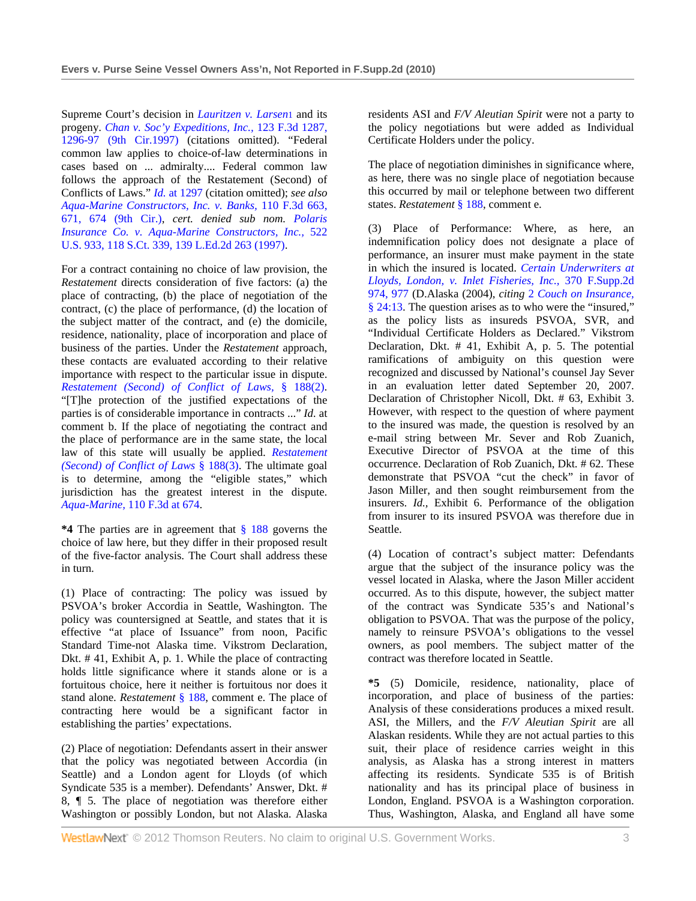Supreme Court's decision in *Lauritzen v. Larsen*[1] and its progeny. *Chan v. Soc'y Expeditions, Inc.,* 123 F.3d 1287, 1296-97 (9th Cir.1997) (citations omitted). "Federal common law applies to choice-of-law determinations in cases based on ... admiralty.... Federal common law follows the approach of the Restatement (Second) of Conflicts of Laws." *Id.* at 1297 (citation omitted); *see also Aqua-Marine Constructors, Inc. v. Banks,* 110 F.3d 663, 671, 674 (9th Cir.), *cert. denied sub nom. Polaris Insurance Co. v. Aqua-Marine Constructors, Inc.,* 522 U.S. 933, 118 S.Ct. 339, 139 L.Ed.2d 263 (1997).

For a contract containing no choice of law provision, the *Restatement* directs consideration of five factors: (a) the place of contracting, (b) the place of negotiation of the contract, (c) the place of performance, (d) the location of the subject matter of the contract, and (e) the domicile, residence, nationality, place of incorporation and place of business of the parties. Under the *Restatement* approach, these contacts are evaluated according to their relative importance with respect to the particular issue in dispute. *Restatement (Second) of Conflict of Laws,* § 188(2). "[T]he protection of the justified expectations of the parties is of considerable importance in contracts ..." *Id.* at comment b. If the place of negotiating the contract and the place of performance are in the same state, the local law of this state will usually be applied. *Restatement (Second) of Conflict of Laws* § 188(3). The ultimate goal is to determine, among the "eligible states," which jurisdiction has the greatest interest in the dispute. *Aqua-Marine,* 110 F.3d at 674.

**\*4** The parties are in agreement that § 188 governs the choice of law here, but they differ in their proposed result of the five-factor analysis. The Court shall address these in turn.

(1) Place of contracting: The policy was issued by PSVOA's broker Accordia in Seattle, Washington. The policy was countersigned at Seattle, and states that it is effective "at place of Issuance" from noon, Pacific Standard Time-not Alaska time. Vikstrom Declaration, Dkt. # 41, Exhibit A, p. 1. While the place of contracting holds little significance where it stands alone or is a fortuitous choice, here it neither is fortuitous nor does it stand alone. *Restatement* § 188, comment e. The place of contracting here would be a significant factor in establishing the parties' expectations.

(2) Place of negotiation: Defendants assert in their answer that the policy was negotiated between Accordia (in Seattle) and a London agent for Lloyds (of which Syndicate 535 is a member). Defendants' Answer, Dkt. # 8, ¶ 5. The place of negotiation was therefore either Washington or possibly London, but not Alaska. Alaska residents ASI and *F/V Aleutian Spirit* were not a party to the policy negotiations but were added as Individual Certificate Holders under the policy.

The place of negotiation diminishes in significance where, as here, there was no single place of negotiation because this occurred by mail or telephone between two different states. *Restatement* § 188, comment e.

(3) Place of Performance: Where, as here, an indemnification policy does not designate a place of performance, an insurer must make payment in the state in which the insured is located. *Certain Underwriters at Lloyds, London, v. Inlet Fisheries, Inc.,* 370 F.Supp.2d 974, 977 (D.Alaska (2004), *citing* 2 *Couch on Insurance,* § 24:13. The question arises as to who were the "insured," as the policy lists as insureds PSVOA, SVR, and "Individual Certificate Holders as Declared." Vikstrom Declaration, Dkt. # 41, Exhibit A, p. 5. The potential ramifications of ambiguity on this question were recognized and discussed by National's counsel Jay Sever in an evaluation letter dated September 20, 2007. Declaration of Christopher Nicoll, Dkt. # 63, Exhibit 3. However, with respect to the question of where payment to the insured was made, the question is resolved by an e-mail string between Mr. Sever and Rob Zuanich, Executive Director of PSVOA at the time of this occurrence. Declaration of Rob Zuanich, Dkt. # 62. These demonstrate that PSVOA "cut the check" in favor of Jason Miller, and then sought reimbursement from the insurers. *Id.,* Exhibit 6. Performance of the obligation from insurer to its insured PSVOA was therefore due in Seattle.

(4) Location of contract's subject matter: Defendants argue that the subject of the insurance policy was the vessel located in Alaska, where the Jason Miller accident occurred. As to this dispute, however, the subject matter of the contract was Syndicate 535's and National's obligation to PSVOA. That was the purpose of the policy, namely to reinsure PSVOA's obligations to the vessel owners, as pool members. The subject matter of the contract was therefore located in Seattle.

**\*5** (5) Domicile, residence, nationality, place of incorporation, and place of business of the parties: Analysis of these considerations produces a mixed result. ASI, the Millers, and the *F/V Aleutian Spirit* are all Alaskan residents. While they are not actual parties to this suit, their place of residence carries weight in this analysis, as Alaska has a strong interest in matters affecting its residents. Syndicate 535 is of British nationality and has its principal place of business in London, England. PSVOA is a Washington corporation. Thus, Washington, Alaska, and England all have some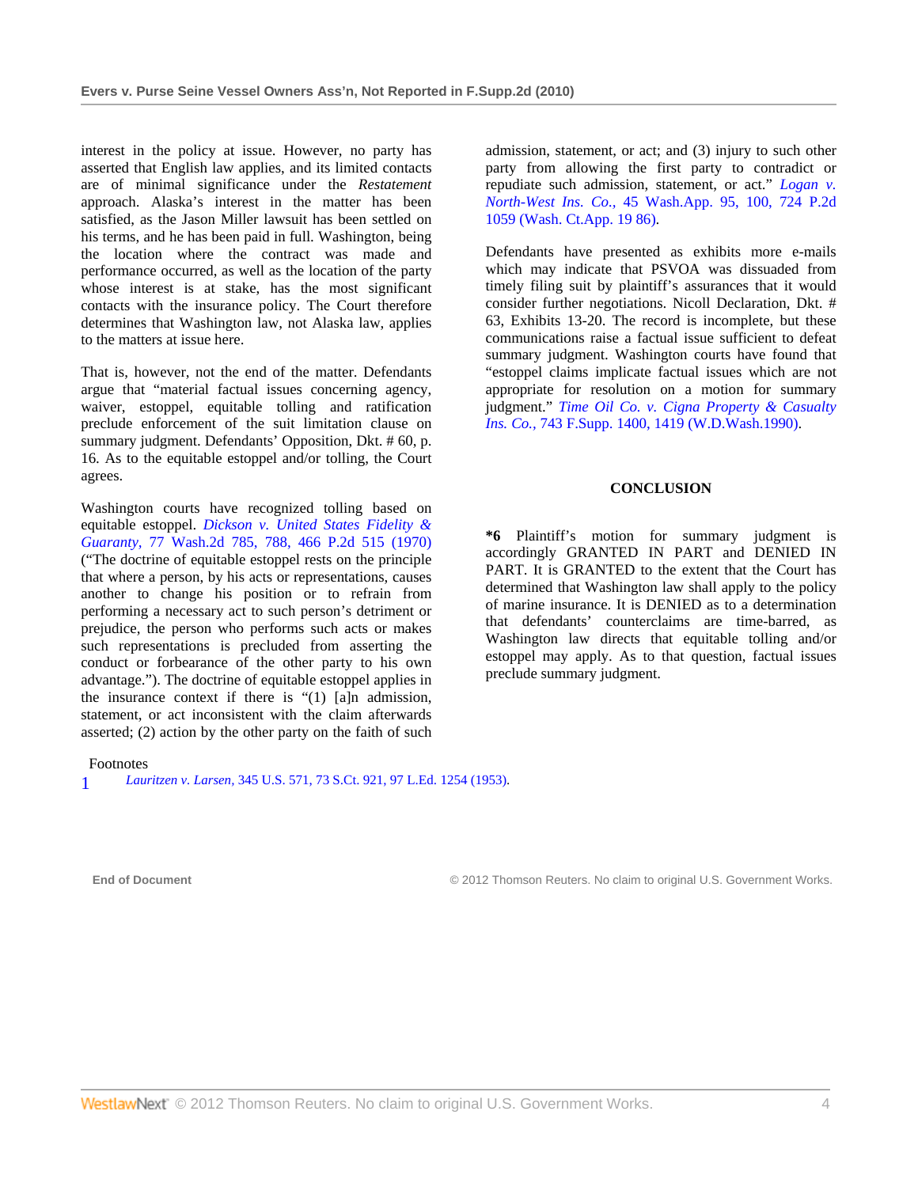interest in the policy at issue. However, no party has asserted that English law applies, and its limited contacts are of minimal significance under the *Restatement* approach. Alaska's interest in the matter has been satisfied, as the Jason Miller lawsuit has been settled on his terms, and he has been paid in full. Washington, being the location where the contract was made and performance occurred, as well as the location of the party whose interest is at stake, has the most significant contacts with the insurance policy. The Court therefore determines that Washington law, not Alaska law, applies to the matters at issue here.

That is, however, not the end of the matter. Defendants argue that "material factual issues concerning agency, waiver, estoppel, equitable tolling and ratification preclude enforcement of the suit limitation clause on summary judgment. Defendants' Opposition, Dkt. # 60, p. 16. As to the equitable estoppel and/or tolling, the Court agrees.

Washington courts have recognized tolling based on equitable estoppel. *Dickson v. United States Fidelity & Guaranty,* 77 Wash.2d 785, 788, 466 P.2d 515 (1970) ("The doctrine of equitable estoppel rests on the principle that where a person, by his acts or representations, causes another to change his position or to refrain from performing a necessary act to such person's detriment or prejudice, the person who performs such acts or makes such representations is precluded from asserting the conduct or forbearance of the other party to his own advantage."). The doctrine of equitable estoppel applies in the insurance context if there is "(1) [a]n admission, statement, or act inconsistent with the claim afterwards asserted; (2) action by the other party on the faith of such admission, statement, or act; and (3) injury to such other party from allowing the first party to contradict or repudiate such admission, statement, or act." *Logan v. North-West Ins. Co.,* 45 Wash.App. 95, 100, 724 P.2d 1059 (Wash. Ct.App. 19 86).

Defendants have presented as exhibits more e-mails which may indicate that PSVOA was dissuaded from timely filing suit by plaintiff's assurances that it would consider further negotiations. Nicoll Declaration, Dkt. # 63, Exhibits 13-20. The record is incomplete, but these communications raise a factual issue sufficient to defeat summary judgment. Washington courts have found that "estoppel claims implicate factual issues which are not appropriate for resolution on a motion for summary judgment." *Time Oil Co. v. Cigna Property & Casualty Ins. Co.,* 743 F.Supp. 1400, 1419 (W.D.Wash.1990).

## CONCLUSION

**\*6** Plaintiff's motion for summary judgment is accordingly GRANTED IN PART and DENIED IN PART. It is GRANTED to the extent that the Court has determined that Washington law shall apply to the policy of marine insurance. It is DENIED as to a determination that defendants' counterclaims are time-barred, as Washington law directs that equitable tolling and/or estoppel may apply. As to that question, factual issues preclude summary judgment.

Footnotes

1. *Lauritzen v. Larsen,* 345 U.S. 571, 73 S.Ct. 921, 97 L.Ed. 1254 (1953).

End of Document